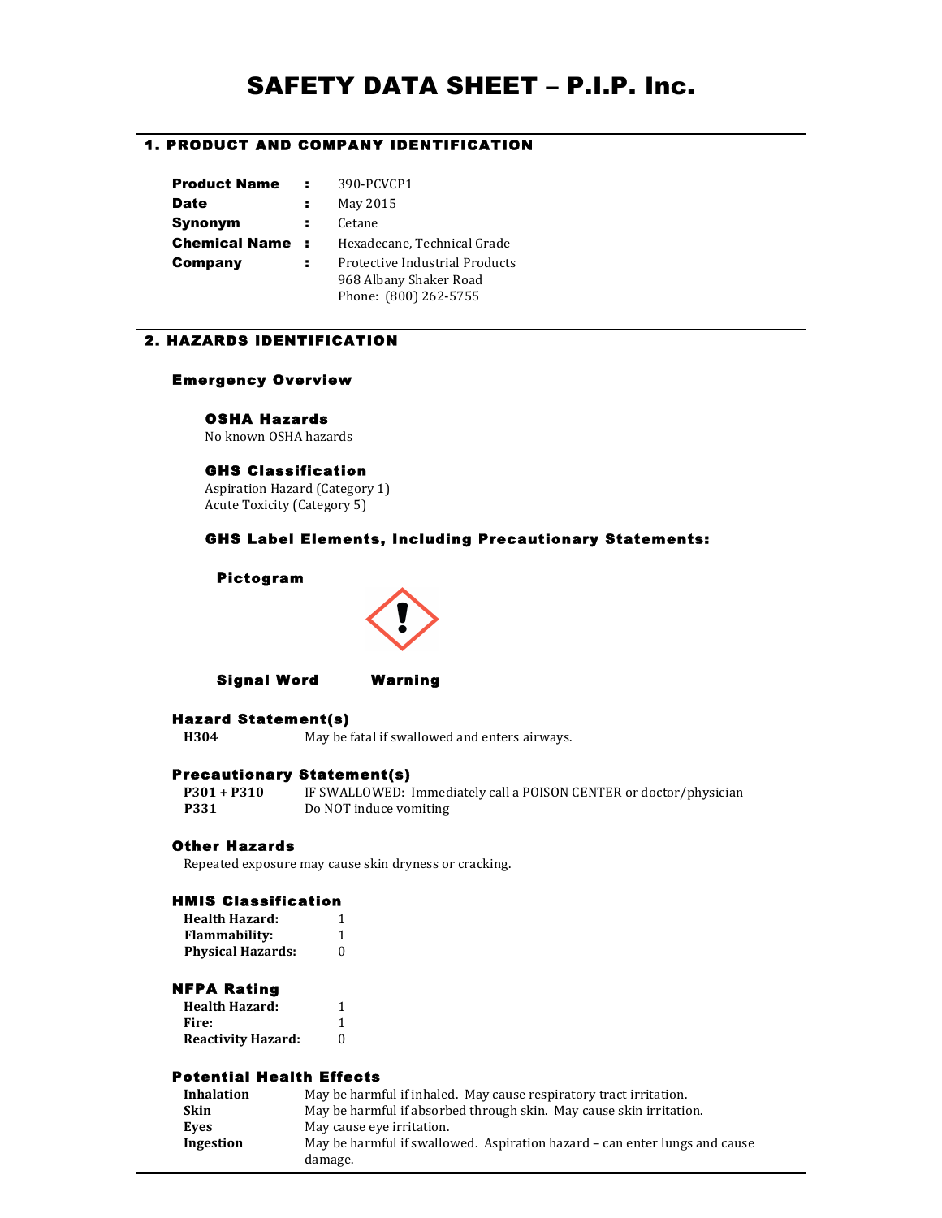# SAFETY DATA SHEET – P.I.P. Inc.

## 1. PRODUCT AND COMPANY IDENTIFICATION

| | | |
|---|---|---|
| **Product Name** | : | 390-PCVCP1 |
| **Date** | : | May 2015 |
| **Synonym** | : | Cetane |
| **Chemical Name** | : | Hexadecane, Technical Grade |
| **Company** | : | Protective Industrial Products<br>968 Albany Shaker Road<br>Phone: (800) 262-5755 |

## 2. HAZARDS IDENTIFICATION

### Emergency Overview

#### OSHA Hazards

No known OSHA hazards

#### GHS Classification

Aspiration Hazard (Category 1)
Acute Toxicity (Category 5)

#### GHS Label Elements, Including Precautionary Statements:

**Pictogram**

**Signal Word** **Warning**

### Hazard Statement(s)

| | |
|---|---|
| **H304** | May be fatal if swallowed and enters airways. |

### Precautionary Statement(s)

| | |
|---|---|
| **P301 + P310** | IF SWALLOWED: Immediately call a POISON CENTER or doctor/physician |
| **P331** | Do NOT induce vomiting |

### Other Hazards

Repeated exposure may cause skin dryness or cracking.

### HMIS Classification

| | |
|---|---|
| **Health Hazard:** | 1 |
| **Flammability:** | 1 |
| **Physical Hazards:** | 0 |

### NFPA Rating

| | |
|---|---|
| **Health Hazard:** | 1 |
| **Fire:** | 1 |
| **Reactivity Hazard:** | 0 |

### Potential Health Effects

| | |
|---|---|
| **Inhalation** | May be harmful if inhaled. May cause respiratory tract irritation. |
| **Skin** | May be harmful if absorbed through skin. May cause skin irritation. |
| **Eyes** | May cause eye irritation. |
| **Ingestion** | May be harmful if swallowed. Aspiration hazard – can enter lungs and cause damage. |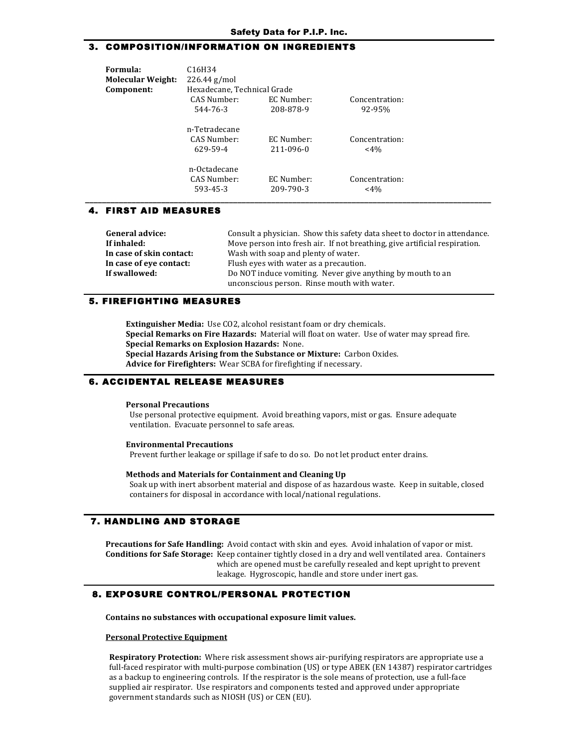## 3. COMPOSITION/INFORMATION ON INGREDIENTS

**Formula:** $C_{16}H_{34}$
**Molecular Weight:** 226.44 g/mol
**Component:** Hexadecane, Technical Grade

| Component | CAS Number | EC Number | Concentration |
|---|---|---|---|
| Hexadecane, Technical Grade | 544-76-3 | 208-878-9 | 92-95% |
| n-Tetradecane | 629-59-4 | 211-096-0 | <4% |
| n-Octadecane | 593-45-3 | 209-790-3 | <4% |

## 4. FIRST AID MEASURES

**General advice:** Consult a physician. Show this safety data sheet to doctor in attendance.
**If inhaled:** Move person into fresh air. If not breathing, give artificial respiration.
**In case of skin contact:** Wash with soap and plenty of water.
**In case of eye contact:** Flush eyes with water as a precaution.
**If swallowed:** Do NOT induce vomiting. Never give anything by mouth to an unconscious person. Rinse mouth with water.

## 5. FIREFIGHTING MEASURES

**Extinguisher Media:** Use CO2, alcohol resistant foam or dry chemicals.
**Special Remarks on Fire Hazards:** Material will float on water. Use of water may spread fire.
**Special Remarks on Explosion Hazards:** None.
**Special Hazards Arising from the Substance or Mixture:** Carbon Oxides.
**Advice for Firefighters:** Wear SCBA for firefighting if necessary.

## 6. ACCIDENTAL RELEASE MEASURES

**Personal Precautions**
Use personal protective equipment. Avoid breathing vapors, mist or gas. Ensure adequate ventilation. Evacuate personnel to safe areas.

**Environmental Precautions**
Prevent further leakage or spillage if safe to do so. Do not let product enter drains.

**Methods and Materials for Containment and Cleaning Up**
Soak up with inert absorbent material and dispose of as hazardous waste. Keep in suitable, closed containers for disposal in accordance with local/national regulations.

## 7. HANDLING AND STORAGE

**Precautions for Safe Handling:** Avoid contact with skin and eyes. Avoid inhalation of vapor or mist.
**Conditions for Safe Storage:** Keep container tightly closed in a dry and well ventilated area. Containers which are opened must be carefully resealed and kept upright to prevent leakage. Hygroscopic, handle and store under inert gas.

## 8. EXPOSURE CONTROL/PERSONAL PROTECTION

**Contains no substances with occupational exposure limit values.**

**Personal Protective Equipment**

**Respiratory Protection:** Where risk assessment shows air-purifying respirators are appropriate use a full-faced respirator with multi-purpose combination (US) or type ABEK (EN 14387) respirator cartridges as a backup to engineering controls. If the respirator is the sole means of protection, use a full-face supplied air respirator. Use respirators and components tested and approved under appropriate government standards such as NIOSH (US) or CEN (EU).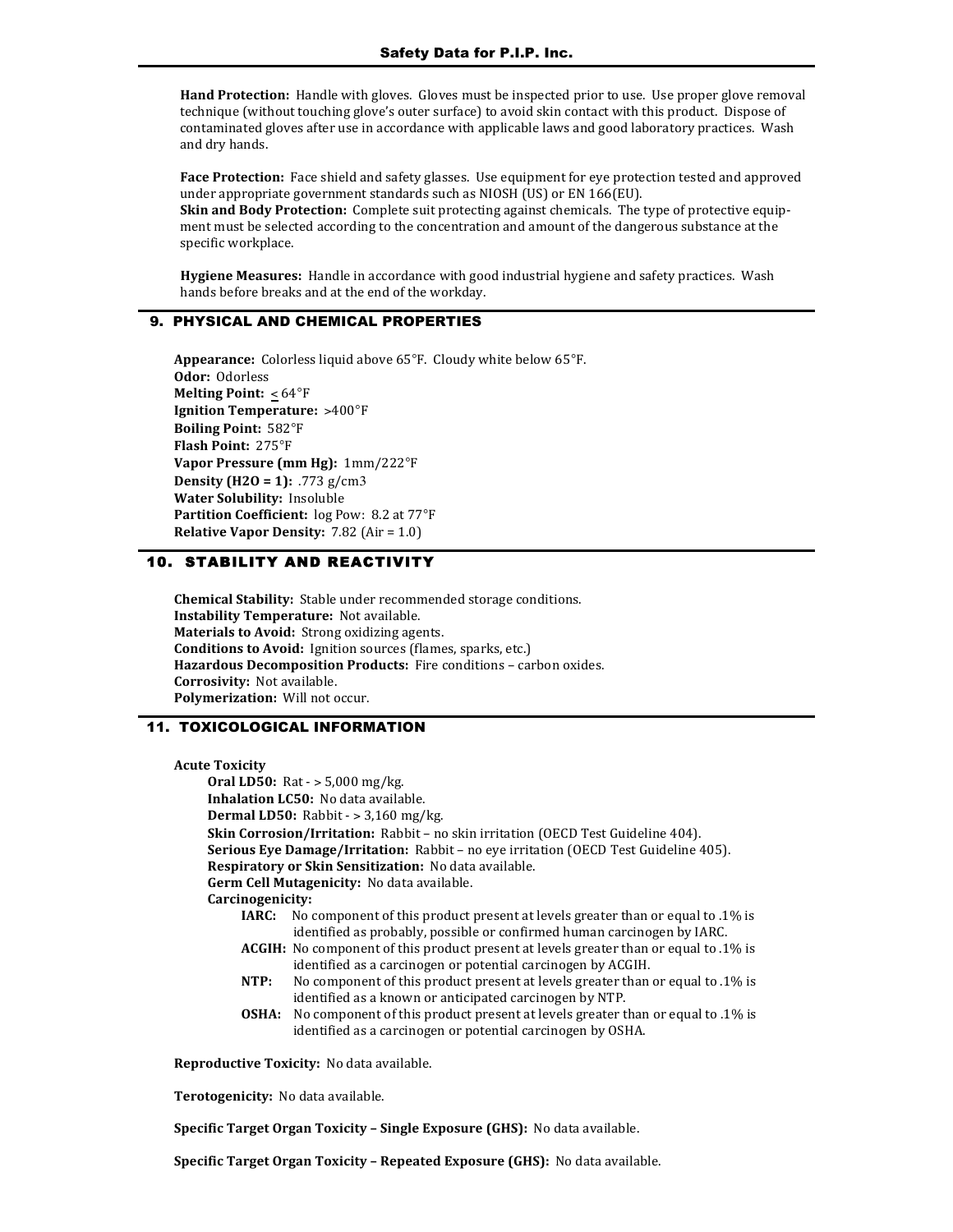**Hand Protection:** Handle with gloves. Gloves must be inspected prior to use. Use proper glove removal technique (without touching glove's outer surface) to avoid skin contact with this product. Dispose of contaminated gloves after use in accordance with applicable laws and good laboratory practices. Wash and dry hands.

**Face Protection:** Face shield and safety glasses. Use equipment for eye protection tested and approved under appropriate government standards such as NIOSH (US) or EN 166(EU).
**Skin and Body Protection:** Complete suit protecting against chemicals. The type of protective equipment must be selected according to the concentration and amount of the dangerous substance at the specific workplace.

**Hygiene Measures:** Handle in accordance with good industrial hygiene and safety practices. Wash hands before breaks and at the end of the workday.

## 9. PHYSICAL AND CHEMICAL PROPERTIES

**Appearance:** Colorless liquid above 65°F. Cloudy white below 65°F.
**Odor:** Odorless
**Melting Point:** $\leq$ 64°F
**Ignition Temperature:** >400°F
**Boiling Point:** 582°F
**Flash Point:** 275°F
**Vapor Pressure (mm Hg):** 1mm/222°F
**Density ($H_2O$ = 1):** .773 g/cm3
**Water Solubility:** Insoluble
**Partition Coefficient:** log Pow: 8.2 at 77°F
**Relative Vapor Density:** 7.82 (Air = 1.0)

## 10. STABILITY AND REACTIVITY

**Chemical Stability:** Stable under recommended storage conditions.
**Instability Temperature:** Not available.
**Materials to Avoid:** Strong oxidizing agents.
**Conditions to Avoid:** Ignition sources (flames, sparks, etc.)
**Hazardous Decomposition Products:** Fire conditions – carbon oxides.
**Corrosivity:** Not available.
**Polymerization:** Will not occur.

## 11. TOXICOLOGICAL INFORMATION

**Acute Toxicity**

**Oral LD50:** Rat - > 5,000 mg/kg.
**Inhalation LC50:** No data available.
**Dermal LD50:** Rabbit - > 3,160 mg/kg.
**Skin Corrosion/Irritation:** Rabbit – no skin irritation (OECD Test Guideline 404).
**Serious Eye Damage/Irritation:** Rabbit – no eye irritation (OECD Test Guideline 405).
**Respiratory or Skin Sensitization:** No data available.
**Germ Cell Mutagenicity:** No data available.
**Carcinogenicity:**

- **IARC:** No component of this product present at levels greater than or equal to .1% is identified as probably, possible or confirmed human carcinogen by IARC.
- **ACGIH:** No component of this product present at levels greater than or equal to .1% is identified as a carcinogen or potential carcinogen by ACGIH.
- **NTP:** No component of this product present at levels greater than or equal to .1% is identified as a known or anticipated carcinogen by NTP.
- **OSHA:** No component of this product present at levels greater than or equal to .1% is identified as a carcinogen or potential carcinogen by OSHA.

**Reproductive Toxicity:** No data available.

**Terotogenicity:** No data available.

**Specific Target Organ Toxicity – Single Exposure (GHS):** No data available.

**Specific Target Organ Toxicity – Repeated Exposure (GHS):** No data available.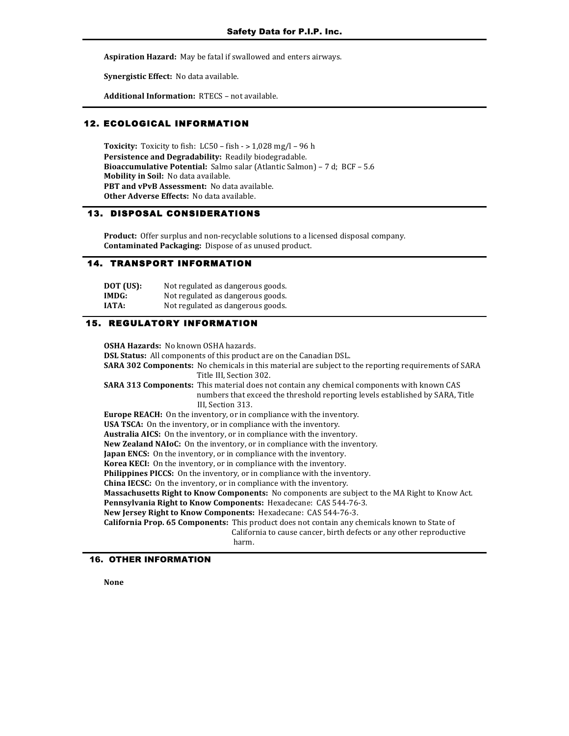**Aspiration Hazard:** May be fatal if swallowed and enters airways.

**Synergistic Effect:** No data available.

**Additional Information:** RTECS – not available.

## 12. ECOLOGICAL INFORMATION

**Toxicity:** Toxicity to fish: LC50 – fish - > 1,028 mg/l – 96 h
**Persistence and Degradability:** Readily biodegradable.
**Bioaccumulative Potential:** Salmo salar (Atlantic Salmon) – 7 d; BCF – 5.6
**Mobility in Soil:** No data available.
**PBT and vPvB Assessment:** No data available.
**Other Adverse Effects:** No data available.

## 13. DISPOSAL CONSIDERATIONS

**Product:** Offer surplus and non-recyclable solutions to a licensed disposal company.
**Contaminated Packaging:** Dispose of as unused product.

## 14. TRANSPORT INFORMATION

| | |
|---|---|
| **DOT (US):** | Not regulated as dangerous goods. |
| **IMDG:** | Not regulated as dangerous goods. |
| **IATA:** | Not regulated as dangerous goods. |

## 15. REGULATORY INFORMATION

**OSHA Hazards:** No known OSHA hazards.
**DSL Status:** All components of this product are on the Canadian DSL.
**SARA 302 Components:** No chemicals in this material are subject to the reporting requirements of SARA Title III, Section 302.
**SARA 313 Components:** This material does not contain any chemical components with known CAS numbers that exceed the threshold reporting levels established by SARA, Title III, Section 313.
**Europe REACH:** On the inventory, or in compliance with the inventory.
**USA TSCA:** On the inventory, or in compliance with the inventory.
**Australia AICS:** On the inventory, or in compliance with the inventory.
**New Zealand NAIoC:** On the inventory, or in compliance with the inventory.
**Japan ENCS:** On the inventory, or in compliance with the inventory.
**Korea KECI:** On the inventory, or in compliance with the inventory.
**Philippines PICCS:** On the inventory, or in compliance with the inventory.
**China IECSC:** On the inventory, or in compliance with the inventory.
**Massachusetts Right to Know Components:** No components are subject to the MA Right to Know Act.
**Pennsylvania Right to Know Components:** Hexadecane: CAS 544-76-3.
**New Jersey Right to Know Components:** Hexadecane: CAS 544-76-3.
**California Prop. 65 Components:** This product does not contain any chemicals known to State of California to cause cancer, birth defects or any other reproductive harm.

## 16. OTHER INFORMATION

**None**